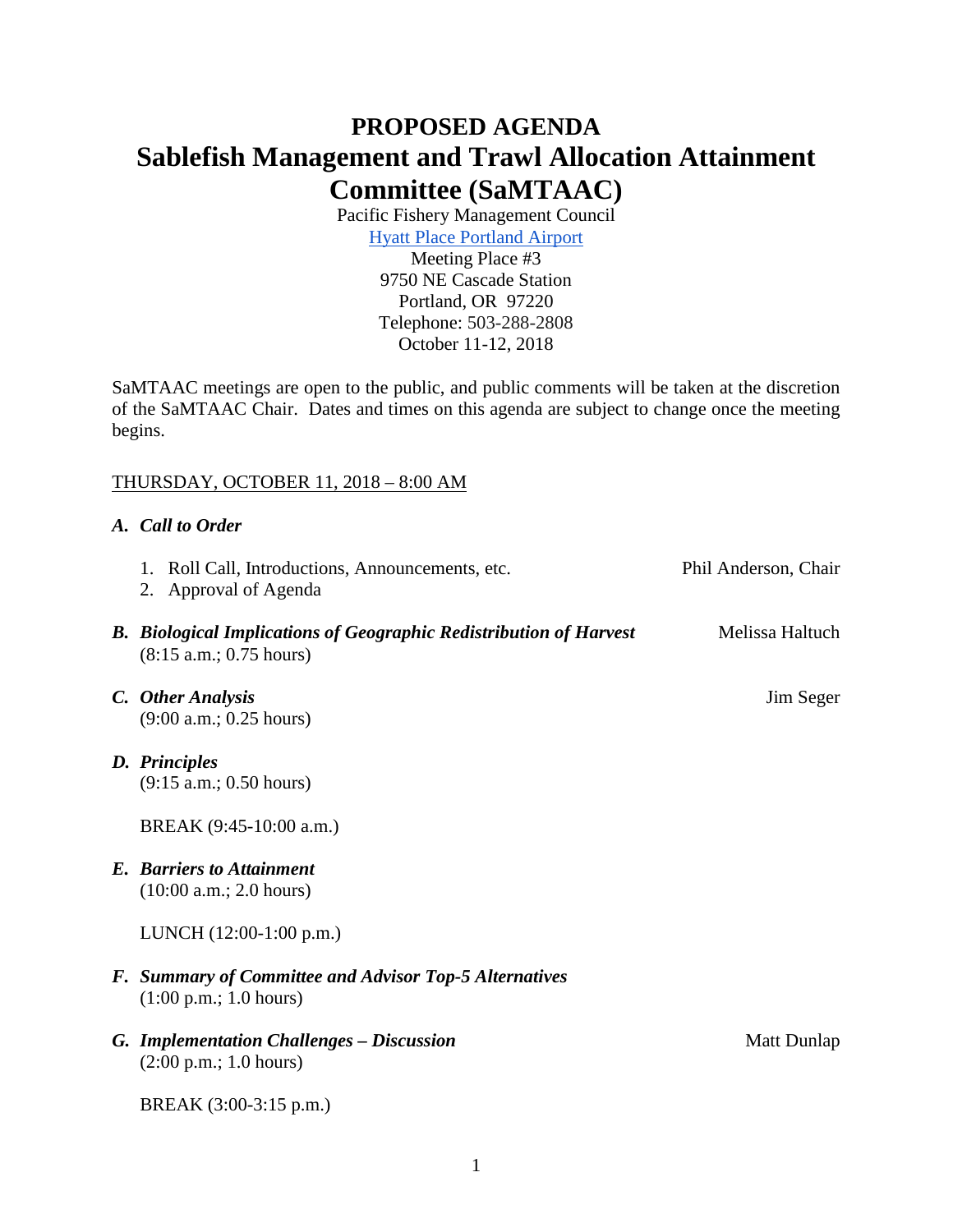# PROPOSED AGENDA
# Sablefish Management and Trawl Allocation Attainment Committee (SaMTAAC)

Pacific Fishery Management Council
[Hyatt Place Portland Airport]
Meeting Place #3
9750 NE Cascade Station
Portland, OR 97220
Telephone: 503-288-2808
October 11-12, 2018

SaMTAAC meetings are open to the public, and public comments will be taken at the discretion of the SaMTAAC Chair. Dates and times on this agenda are subject to change once the meeting begins.

THURSDAY, OCTOBER 11, 2018 – 8:00 AM

***A. Call to Order***

1. Roll Call, Introductions, Announcements, etc. — Phil Anderson, Chair
2. Approval of Agenda

***B. Biological Implications of Geographic Redistribution of Harvest*** — Melissa Haltuch
(8:15 a.m.; 0.75 hours)

***C. Other Analysis*** — Jim Seger
(9:00 a.m.; 0.25 hours)

***D. Principles***
(9:15 a.m.; 0.50 hours)

BREAK (9:45-10:00 a.m.)

***E. Barriers to Attainment***
(10:00 a.m.; 2.0 hours)

LUNCH (12:00-1:00 p.m.)

***F. Summary of Committee and Advisor Top-5 Alternatives***
(1:00 p.m.; 1.0 hours)

***G. Implementation Challenges – Discussion*** — Matt Dunlap
(2:00 p.m.; 1.0 hours)

BREAK (3:00-3:15 p.m.)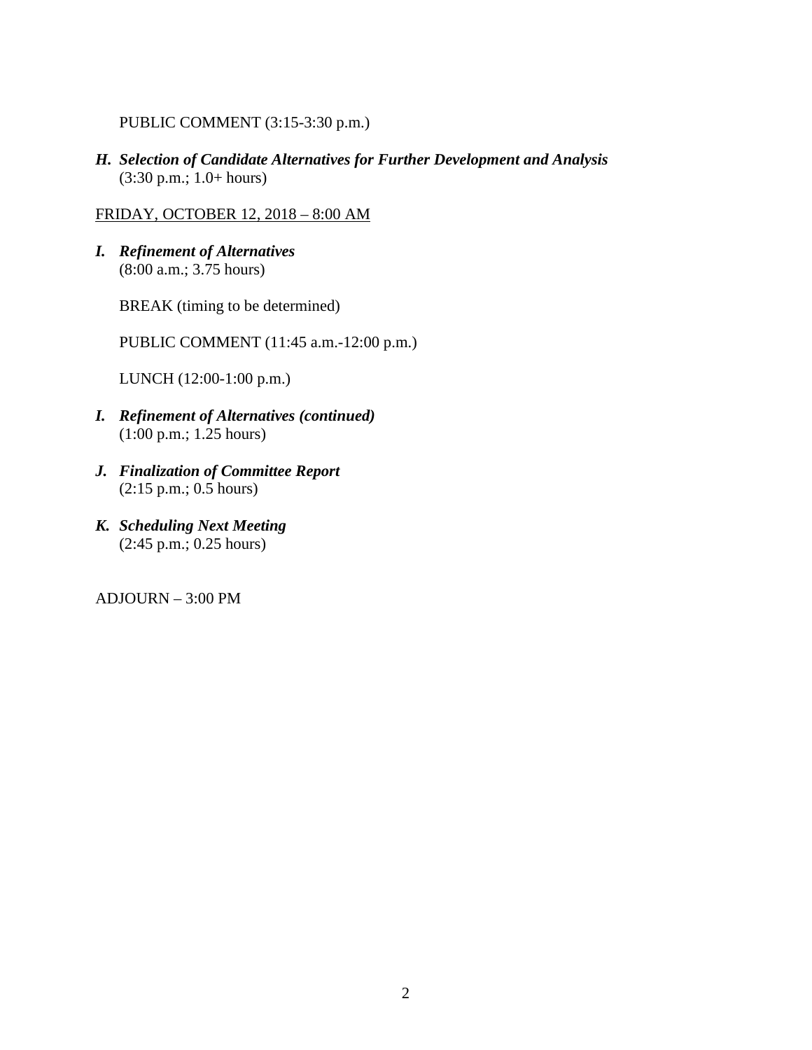PUBLIC COMMENT (3:15-3:30 p.m.)

***H. Selection of Candidate Alternatives for Further Development and Analysis***
(3:30 p.m.; 1.0+ hours)

<u>FRIDAY, OCTOBER 12, 2018 – 8:00 AM</u>

***I. Refinement of Alternatives***
(8:00 a.m.; 3.75 hours)

BREAK (timing to be determined)

PUBLIC COMMENT (11:45 a.m.-12:00 p.m.)

LUNCH (12:00-1:00 p.m.)

***I. Refinement of Alternatives (continued)***
(1:00 p.m.; 1.25 hours)

***J. Finalization of Committee Report***
(2:15 p.m.; 0.5 hours)

***K. Scheduling Next Meeting***
(2:45 p.m.; 0.25 hours)

ADJOURN – 3:00 PM